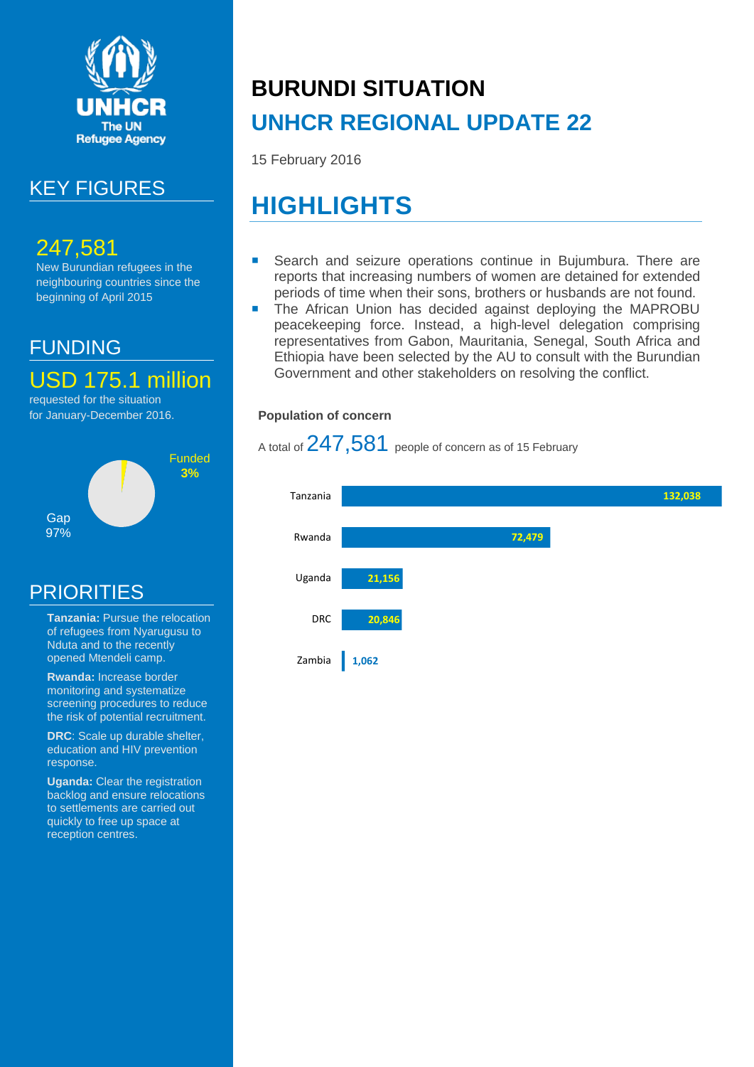UNHCR
The UN Refugee Agency

## KEY FIGURES

**247,581**
New Burundian refugees in the neighbouring countries since the beginning of April 2015

## FUNDING

**USD 175.1 million**
requested for the situation for January-December 2016.

Funded 3%

Gap 97%

## PRIORITIES

**Tanzania:** Pursue the relocation of refugees from Nyarugusu to Nduta and to the recently opened Mtendeli camp.

**Rwanda:** Increase border monitoring and systematize screening procedures to reduce the risk of potential recruitment.

**DRC**: Scale up durable shelter, education and HIV prevention response.

**Uganda:** Clear the registration backlog and ensure relocations to settlements are carried out quickly to free up space at reception centres.

# BURUNDI SITUATION

# UNHCR REGIONAL UPDATE 22

15 February 2016

## HIGHLIGHTS

- Search and seizure operations continue in Bujumbura. There are reports that increasing numbers of women are detained for extended periods of time when their sons, brothers or husbands are not found.
- The African Union has decided against deploying the MAPROBU peacekeeping force. Instead, a high-level delegation comprising representatives from Gabon, Mauritania, Senegal, South Africa and Ethiopia have been selected by the AU to consult with the Burundian Government and other stakeholders on resolving the conflict.

### Population of concern

A total of 247,581 people of concern as of 15 February

| Country | People of concern |
|---|---|
| Tanzania | 132,038 |
| Rwanda | 72,479 |
| Uganda | 21,156 |
| DRC | 20,846 |
| Zambia | 1,062 |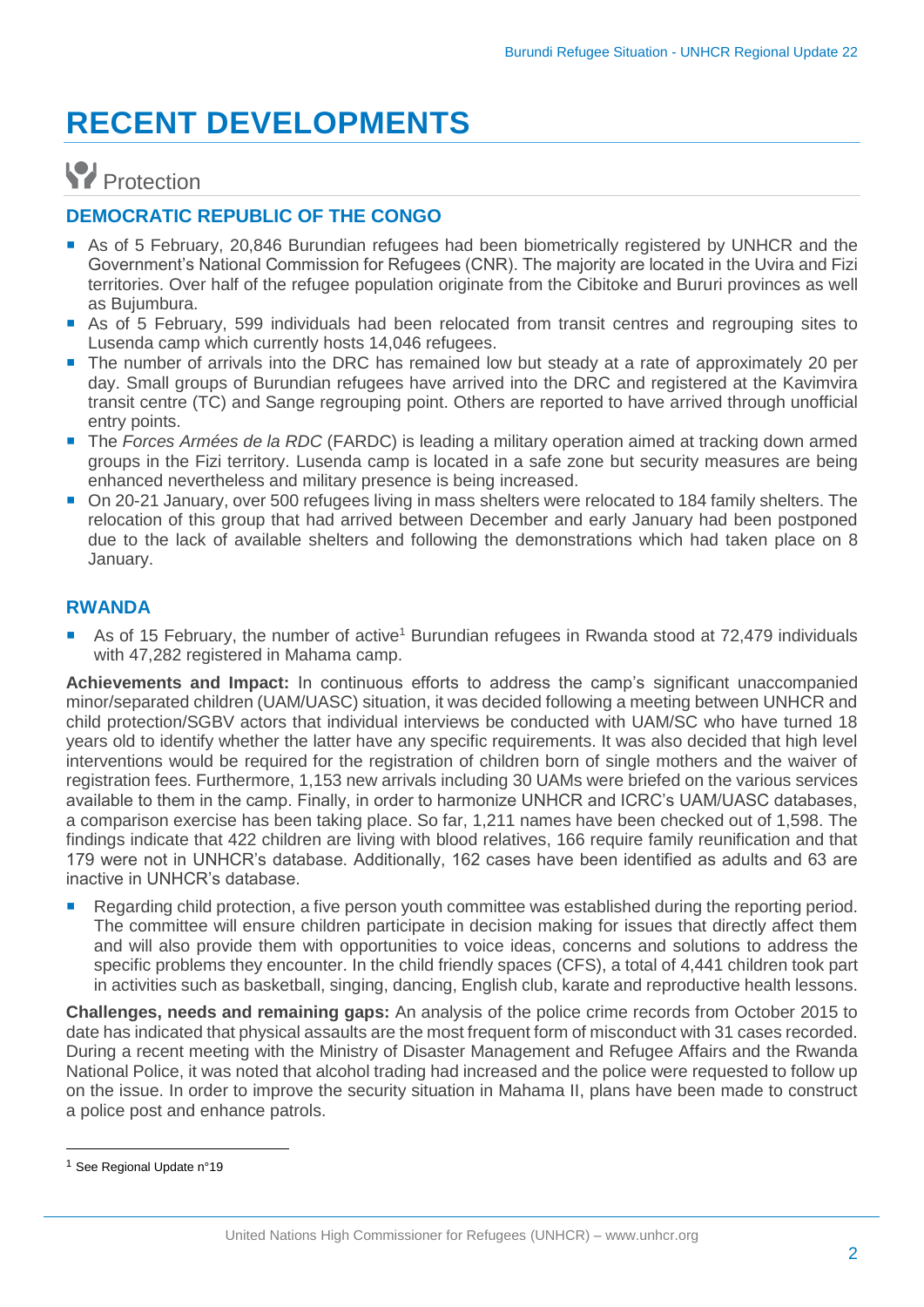# RECENT DEVELOPMENTS

## Protection

### DEMOCRATIC REPUBLIC OF THE CONGO

- As of 5 February, 20,846 Burundian refugees had been biometrically registered by UNHCR and the Government's National Commission for Refugees (CNR). The majority are located in the Uvira and Fizi territories. Over half of the refugee population originate from the Cibitoke and Bururi provinces as well as Bujumbura.
- As of 5 February, 599 individuals had been relocated from transit centres and regrouping sites to Lusenda camp which currently hosts 14,046 refugees.
- The number of arrivals into the DRC has remained low but steady at a rate of approximately 20 per day. Small groups of Burundian refugees have arrived into the DRC and registered at the Kavimvira transit centre (TC) and Sange regrouping point. Others are reported to have arrived through unofficial entry points.
- The *Forces Armées de la RDC* (FARDC) is leading a military operation aimed at tracking down armed groups in the Fizi territory. Lusenda camp is located in a safe zone but security measures are being enhanced nevertheless and military presence is being increased.
- On 20-21 January, over 500 refugees living in mass shelters were relocated to 184 family shelters. The relocation of this group that had arrived between December and early January had been postponed due to the lack of available shelters and following the demonstrations which had taken place on 8 January.

### RWANDA

- As of 15 February, the number of active[1] Burundian refugees in Rwanda stood at 72,479 individuals with 47,282 registered in Mahama camp.

**Achievements and Impact:** In continuous efforts to address the camp's significant unaccompanied minor/separated children (UAM/UASC) situation, it was decided following a meeting between UNHCR and child protection/SGBV actors that individual interviews be conducted with UAM/SC who have turned 18 years old to identify whether the latter have any specific requirements. It was also decided that high level interventions would be required for the registration of children born of single mothers and the waiver of registration fees. Furthermore, 1,153 new arrivals including 30 UAMs were briefed on the various services available to them in the camp. Finally, in order to harmonize UNHCR and ICRC's UAM/UASC databases, a comparison exercise has been taking place. So far, 1,211 names have been checked out of 1,598. The findings indicate that 422 children are living with blood relatives, 166 require family reunification and that 179 were not in UNHCR's database. Additionally, 162 cases have been identified as adults and 63 are inactive in UNHCR's database.

- Regarding child protection, a five person youth committee was established during the reporting period. The committee will ensure children participate in decision making for issues that directly affect them and will also provide them with opportunities to voice ideas, concerns and solutions to address the specific problems they encounter. In the child friendly spaces (CFS), a total of 4,441 children took part in activities such as basketball, singing, dancing, English club, karate and reproductive health lessons.

**Challenges, needs and remaining gaps:** An analysis of the police crime records from October 2015 to date has indicated that physical assaults are the most frequent form of misconduct with 31 cases recorded. During a recent meeting with the Ministry of Disaster Management and Refugee Affairs and the Rwanda National Police, it was noted that alcohol trading had increased and the police were requested to follow up on the issue. In order to improve the security situation in Mahama II, plans have been made to construct a police post and enhance patrols.

[1] See Regional Update n°19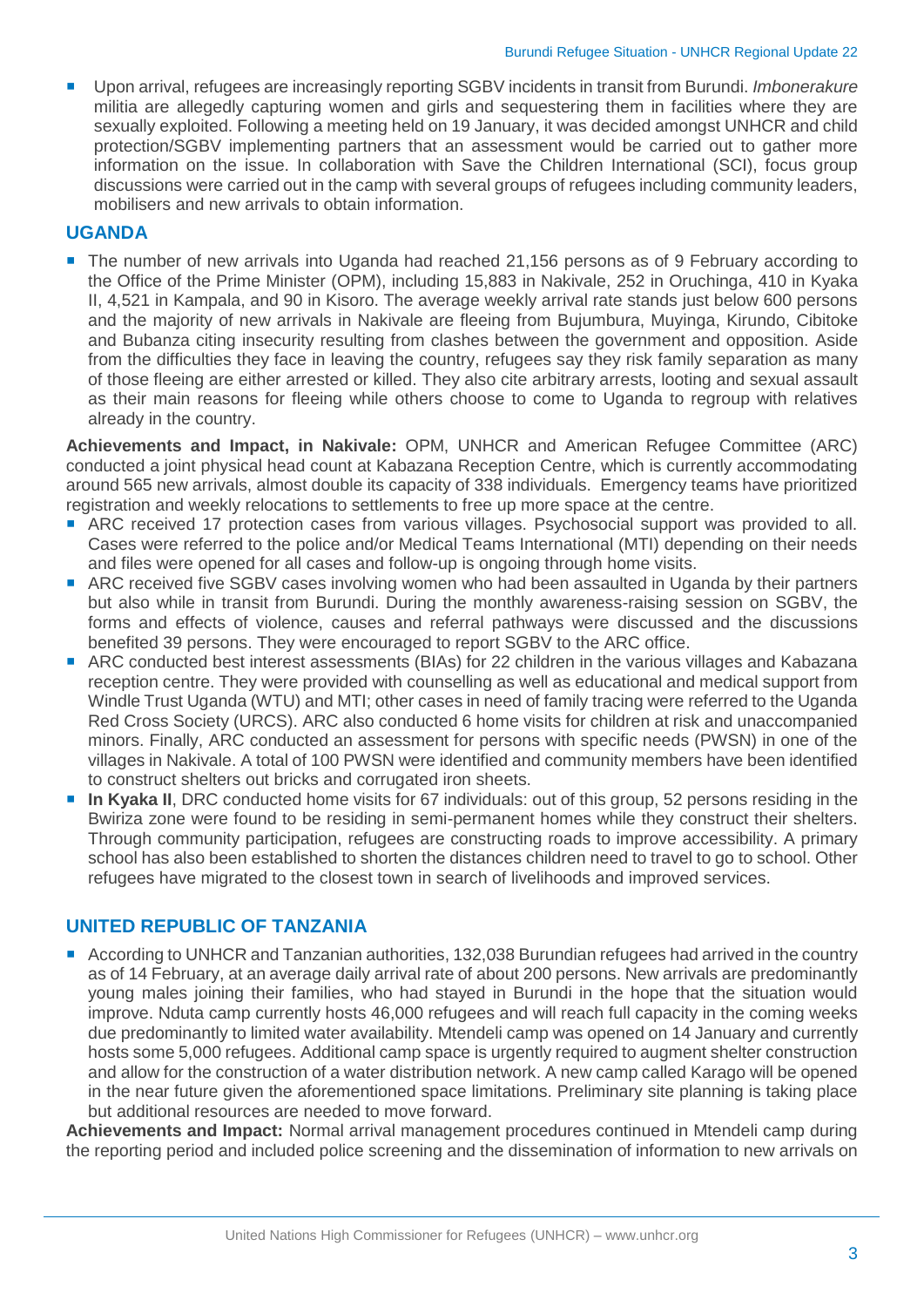- Upon arrival, refugees are increasingly reporting SGBV incidents in transit from Burundi. *Imbonerakure* militia are allegedly capturing women and girls and sequestering them in facilities where they are sexually exploited. Following a meeting held on 19 January, it was decided amongst UNHCR and child protection/SGBV implementing partners that an assessment would be carried out to gather more information on the issue. In collaboration with Save the Children International (SCI), focus group discussions were carried out in the camp with several groups of refugees including community leaders, mobilisers and new arrivals to obtain information.

## UGANDA

- The number of new arrivals into Uganda had reached 21,156 persons as of 9 February according to the Office of the Prime Minister (OPM), including 15,883 in Nakivale, 252 in Oruchinga, 410 in Kyaka II, 4,521 in Kampala, and 90 in Kisoro. The average weekly arrival rate stands just below 600 persons and the majority of new arrivals in Nakivale are fleeing from Bujumbura, Muyinga, Kirundo, Cibitoke and Bubanza citing insecurity resulting from clashes between the government and opposition. Aside from the difficulties they face in leaving the country, refugees say they risk family separation as many of those fleeing are either arrested or killed. They also cite arbitrary arrests, looting and sexual assault as their main reasons for fleeing while others choose to come to Uganda to regroup with relatives already in the country.

**Achievements and Impact, in Nakivale:** OPM, UNHCR and American Refugee Committee (ARC) conducted a joint physical head count at Kabazana Reception Centre, which is currently accommodating around 565 new arrivals, almost double its capacity of 338 individuals. Emergency teams have prioritized registration and weekly relocations to settlements to free up more space at the centre.

- ARC received 17 protection cases from various villages. Psychosocial support was provided to all. Cases were referred to the police and/or Medical Teams International (MTI) depending on their needs and files were opened for all cases and follow-up is ongoing through home visits.
- ARC received five SGBV cases involving women who had been assaulted in Uganda by their partners but also while in transit from Burundi. During the monthly awareness-raising session on SGBV, the forms and effects of violence, causes and referral pathways were discussed and the discussions benefited 39 persons. They were encouraged to report SGBV to the ARC office.
- ARC conducted best interest assessments (BIAs) for 22 children in the various villages and Kabazana reception centre. They were provided with counselling as well as educational and medical support from Windle Trust Uganda (WTU) and MTI; other cases in need of family tracing were referred to the Uganda Red Cross Society (URCS). ARC also conducted 6 home visits for children at risk and unaccompanied minors. Finally, ARC conducted an assessment for persons with specific needs (PWSN) in one of the villages in Nakivale. A total of 100 PWSN were identified and community members have been identified to construct shelters out bricks and corrugated iron sheets.
- **In Kyaka II**, DRC conducted home visits for 67 individuals: out of this group, 52 persons residing in the Bwiriza zone were found to be residing in semi-permanent homes while they construct their shelters. Through community participation, refugees are constructing roads to improve accessibility. A primary school has also been established to shorten the distances children need to travel to go to school. Other refugees have migrated to the closest town in search of livelihoods and improved services.

## UNITED REPUBLIC OF TANZANIA

- According to UNHCR and Tanzanian authorities, 132,038 Burundian refugees had arrived in the country as of 14 February, at an average daily arrival rate of about 200 persons. New arrivals are predominantly young males joining their families, who had stayed in Burundi in the hope that the situation would improve. Nduta camp currently hosts 46,000 refugees and will reach full capacity in the coming weeks due predominantly to limited water availability. Mtendeli camp was opened on 14 January and currently hosts some 5,000 refugees. Additional camp space is urgently required to augment shelter construction and allow for the construction of a water distribution network. A new camp called Karago will be opened in the near future given the aforementioned space limitations. Preliminary site planning is taking place but additional resources are needed to move forward.

**Achievements and Impact:** Normal arrival management procedures continued in Mtendeli camp during the reporting period and included police screening and the dissemination of information to new arrivals on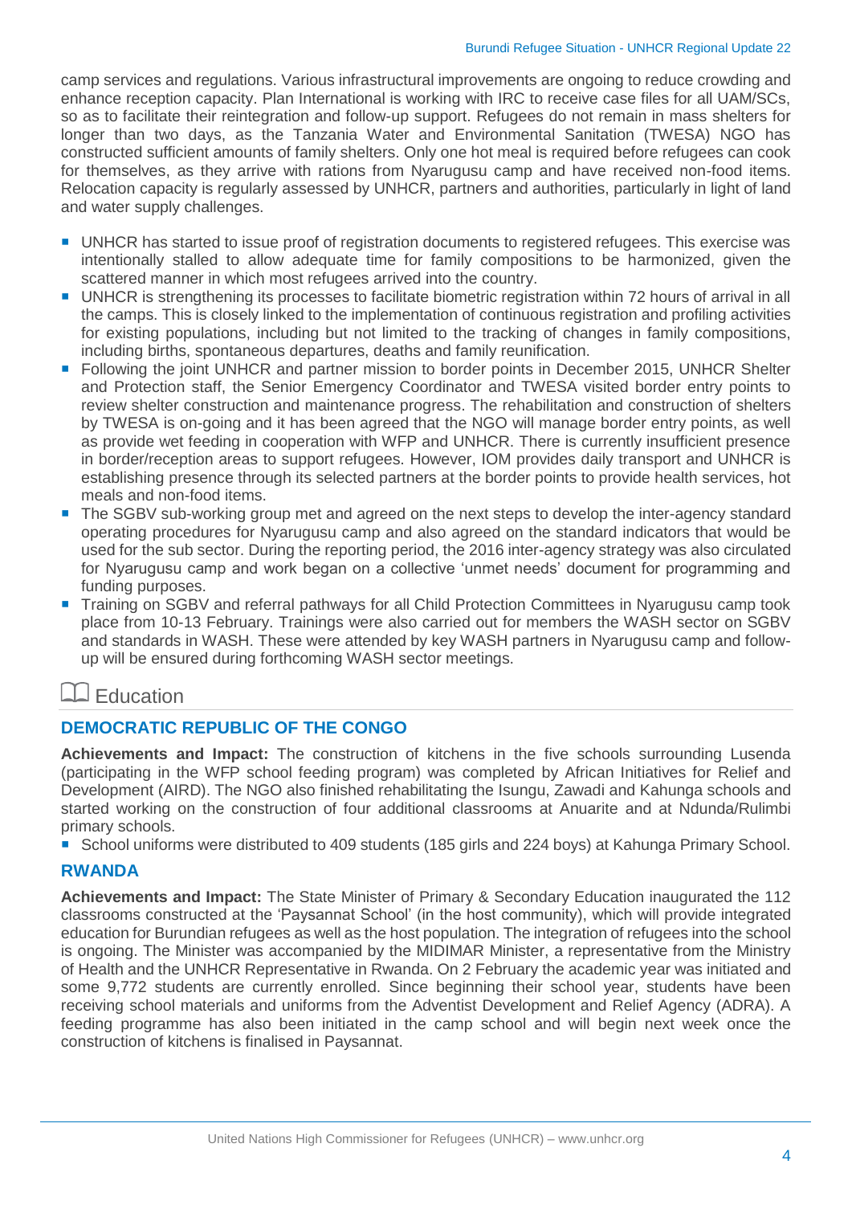camp services and regulations. Various infrastructural improvements are ongoing to reduce crowding and enhance reception capacity. Plan International is working with IRC to receive case files for all UAM/SCs, so as to facilitate their reintegration and follow-up support. Refugees do not remain in mass shelters for longer than two days, as the Tanzania Water and Environmental Sanitation (TWESA) NGO has constructed sufficient amounts of family shelters. Only one hot meal is required before refugees can cook for themselves, as they arrive with rations from Nyarugusu camp and have received non-food items. Relocation capacity is regularly assessed by UNHCR, partners and authorities, particularly in light of land and water supply challenges.

- UNHCR has started to issue proof of registration documents to registered refugees. This exercise was intentionally stalled to allow adequate time for family compositions to be harmonized, given the scattered manner in which most refugees arrived into the country.
- UNHCR is strengthening its processes to facilitate biometric registration within 72 hours of arrival in all the camps. This is closely linked to the implementation of continuous registration and profiling activities for existing populations, including but not limited to the tracking of changes in family compositions, including births, spontaneous departures, deaths and family reunification.
- Following the joint UNHCR and partner mission to border points in December 2015, UNHCR Shelter and Protection staff, the Senior Emergency Coordinator and TWESA visited border entry points to review shelter construction and maintenance progress. The rehabilitation and construction of shelters by TWESA is on-going and it has been agreed that the NGO will manage border entry points, as well as provide wet feeding in cooperation with WFP and UNHCR. There is currently insufficient presence in border/reception areas to support refugees. However, IOM provides daily transport and UNHCR is establishing presence through its selected partners at the border points to provide health services, hot meals and non-food items.
- The SGBV sub-working group met and agreed on the next steps to develop the inter-agency standard operating procedures for Nyarugusu camp and also agreed on the standard indicators that would be used for the sub sector. During the reporting period, the 2016 inter-agency strategy was also circulated for Nyarugusu camp and work began on a collective 'unmet needs' document for programming and funding purposes.
- Training on SGBV and referral pathways for all Child Protection Committees in Nyarugusu camp took place from 10-13 February. Trainings were also carried out for members the WASH sector on SGBV and standards in WASH. These were attended by key WASH partners in Nyarugusu camp and follow-up will be ensured during forthcoming WASH sector meetings.

## Education

### DEMOCRATIC REPUBLIC OF THE CONGO

**Achievements and Impact:** The construction of kitchens in the five schools surrounding Lusenda (participating in the WFP school feeding program) was completed by African Initiatives for Relief and Development (AIRD). The NGO also finished rehabilitating the Isungu, Zawadi and Kahunga schools and started working on the construction of four additional classrooms at Anuarite and at Ndunda/Rulimbi primary schools.

- School uniforms were distributed to 409 students (185 girls and 224 boys) at Kahunga Primary School.

### RWANDA

**Achievements and Impact:** The State Minister of Primary & Secondary Education inaugurated the 112 classrooms constructed at the 'Paysannat School' (in the host community), which will provide integrated education for Burundian refugees as well as the host population. The integration of refugees into the school is ongoing. The Minister was accompanied by the MIDIMAR Minister, a representative from the Ministry of Health and the UNHCR Representative in Rwanda. On 2 February the academic year was initiated and some 9,772 students are currently enrolled. Since beginning their school year, students have been receiving school materials and uniforms from the Adventist Development and Relief Agency (ADRA). A feeding programme has also been initiated in the camp school and will begin next week once the construction of kitchens is finalised in Paysannat.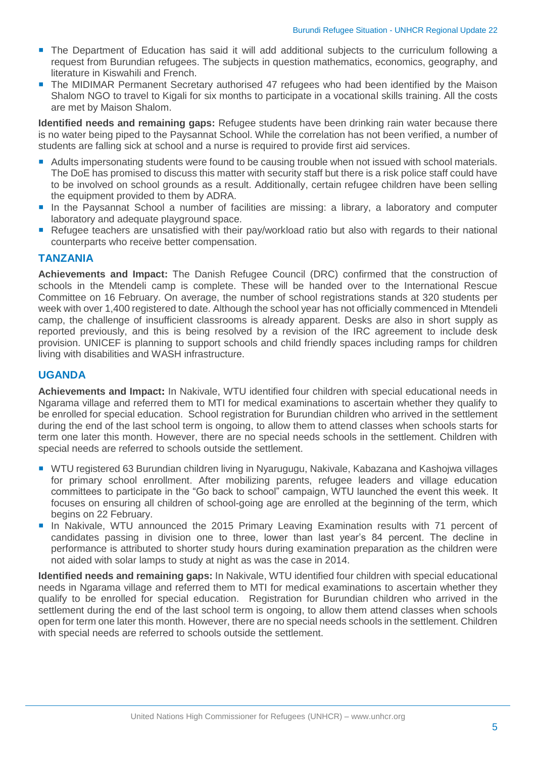- The Department of Education has said it will add additional subjects to the curriculum following a request from Burundian refugees. The subjects in question mathematics, economics, geography, and literature in Kiswahili and French.
- The MIDIMAR Permanent Secretary authorised 47 refugees who had been identified by the Maison Shalom NGO to travel to Kigali for six months to participate in a vocational skills training. All the costs are met by Maison Shalom.

**Identified needs and remaining gaps:** Refugee students have been drinking rain water because there is no water being piped to the Paysannat School. While the correlation has not been verified, a number of students are falling sick at school and a nurse is required to provide first aid services.

- Adults impersonating students were found to be causing trouble when not issued with school materials. The DoE has promised to discuss this matter with security staff but there is a risk police staff could have to be involved on school grounds as a result. Additionally, certain refugee children have been selling the equipment provided to them by ADRA.
- In the Paysannat School a number of facilities are missing: a library, a laboratory and computer laboratory and adequate playground space.
- Refugee teachers are unsatisfied with their pay/workload ratio but also with regards to their national counterparts who receive better compensation.

## TANZANIA

**Achievements and Impact:** The Danish Refugee Council (DRC) confirmed that the construction of schools in the Mtendeli camp is complete. These will be handed over to the International Rescue Committee on 16 February. On average, the number of school registrations stands at 320 students per week with over 1,400 registered to date. Although the school year has not officially commenced in Mtendeli camp, the challenge of insufficient classrooms is already apparent. Desks are also in short supply as reported previously, and this is being resolved by a revision of the IRC agreement to include desk provision. UNICEF is planning to support schools and child friendly spaces including ramps for children living with disabilities and WASH infrastructure.

## UGANDA

**Achievements and Impact:** In Nakivale, WTU identified four children with special educational needs in Ngarama village and referred them to MTI for medical examinations to ascertain whether they qualify to be enrolled for special education. School registration for Burundian children who arrived in the settlement during the end of the last school term is ongoing, to allow them to attend classes when schools starts for term one later this month. However, there are no special needs schools in the settlement. Children with special needs are referred to schools outside the settlement.

- WTU registered 63 Burundian children living in Nyarugugu, Nakivale, Kabazana and Kashojwa villages for primary school enrollment. After mobilizing parents, refugee leaders and village education committees to participate in the "Go back to school" campaign, WTU launched the event this week. It focuses on ensuring all children of school-going age are enrolled at the beginning of the term, which begins on 22 February.
- In Nakivale, WTU announced the 2015 Primary Leaving Examination results with 71 percent of candidates passing in division one to three, lower than last year's 84 percent. The decline in performance is attributed to shorter study hours during examination preparation as the children were not aided with solar lamps to study at night as was the case in 2014.

**Identified needs and remaining gaps:** In Nakivale, WTU identified four children with special educational needs in Ngarama village and referred them to MTI for medical examinations to ascertain whether they qualify to be enrolled for special education. Registration for Burundian children who arrived in the settlement during the end of the last school term is ongoing, to allow them attend classes when schools open for term one later this month. However, there are no special needs schools in the settlement. Children with special needs are referred to schools outside the settlement.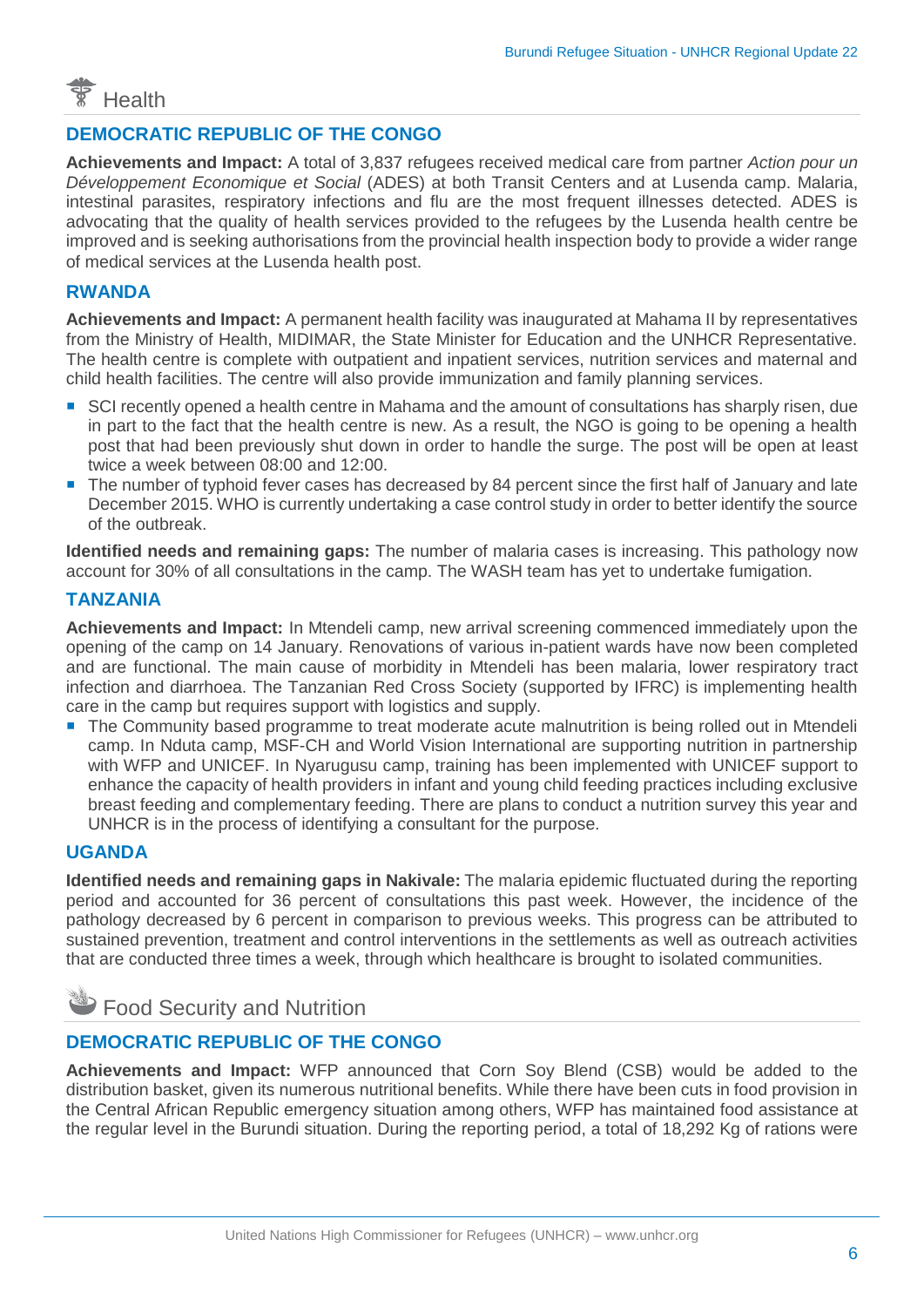## Health

### DEMOCRATIC REPUBLIC OF THE CONGO

**Achievements and Impact:** A total of 3,837 refugees received medical care from partner *Action pour un Développement Economique et Social* (ADES) at both Transit Centers and at Lusenda camp. Malaria, intestinal parasites, respiratory infections and flu are the most frequent illnesses detected. ADES is advocating that the quality of health services provided to the refugees by the Lusenda health centre be improved and is seeking authorisations from the provincial health inspection body to provide a wider range of medical services at the Lusenda health post.

### RWANDA

**Achievements and Impact:** A permanent health facility was inaugurated at Mahama II by representatives from the Ministry of Health, MIDIMAR, the State Minister for Education and the UNHCR Representative. The health centre is complete with outpatient and inpatient services, nutrition services and maternal and child health facilities. The centre will also provide immunization and family planning services.

- SCI recently opened a health centre in Mahama and the amount of consultations has sharply risen, due in part to the fact that the health centre is new. As a result, the NGO is going to be opening a health post that had been previously shut down in order to handle the surge. The post will be open at least twice a week between 08:00 and 12:00.
- The number of typhoid fever cases has decreased by 84 percent since the first half of January and late December 2015. WHO is currently undertaking a case control study in order to better identify the source of the outbreak.

**Identified needs and remaining gaps:** The number of malaria cases is increasing. This pathology now account for 30% of all consultations in the camp. The WASH team has yet to undertake fumigation.

### TANZANIA

**Achievements and Impact:** In Mtendeli camp, new arrival screening commenced immediately upon the opening of the camp on 14 January. Renovations of various in-patient wards have now been completed and are functional. The main cause of morbidity in Mtendeli has been malaria, lower respiratory tract infection and diarrhoea. The Tanzanian Red Cross Society (supported by IFRC) is implementing health care in the camp but requires support with logistics and supply.

- The Community based programme to treat moderate acute malnutrition is being rolled out in Mtendeli camp. In Nduta camp, MSF-CH and World Vision International are supporting nutrition in partnership with WFP and UNICEF. In Nyarugusu camp, training has been implemented with UNICEF support to enhance the capacity of health providers in infant and young child feeding practices including exclusive breast feeding and complementary feeding. There are plans to conduct a nutrition survey this year and UNHCR is in the process of identifying a consultant for the purpose.

### UGANDA

**Identified needs and remaining gaps in Nakivale:** The malaria epidemic fluctuated during the reporting period and accounted for 36 percent of consultations this past week. However, the incidence of the pathology decreased by 6 percent in comparison to previous weeks. This progress can be attributed to sustained prevention, treatment and control interventions in the settlements as well as outreach activities that are conducted three times a week, through which healthcare is brought to isolated communities.

## Food Security and Nutrition

### DEMOCRATIC REPUBLIC OF THE CONGO

**Achievements and Impact:** WFP announced that Corn Soy Blend (CSB) would be added to the distribution basket, given its numerous nutritional benefits. While there have been cuts in food provision in the Central African Republic emergency situation among others, WFP has maintained food assistance at the regular level in the Burundi situation. During the reporting period, a total of 18,292 Kg of rations were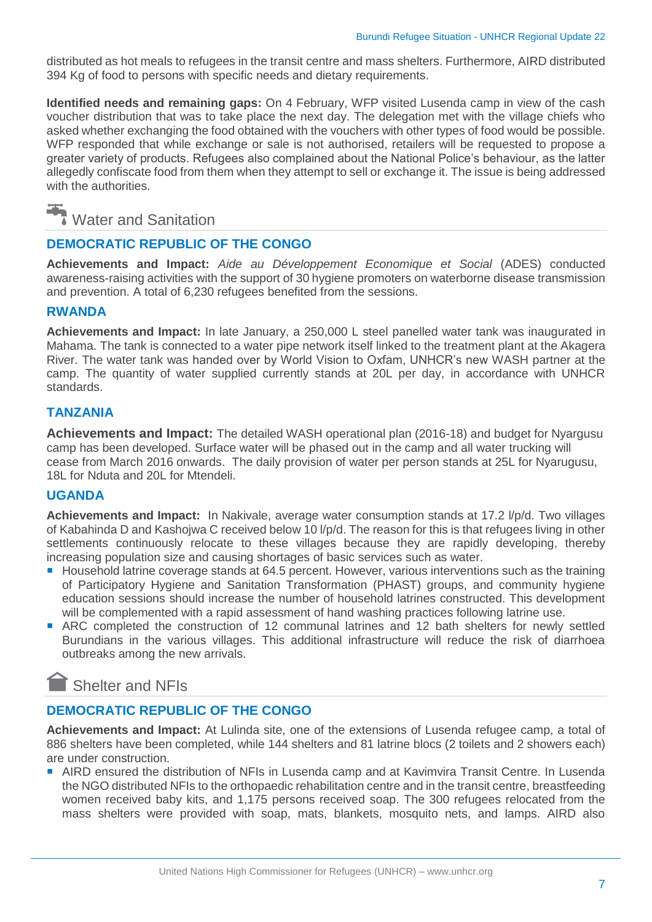distributed as hot meals to refugees in the transit centre and mass shelters. Furthermore, AIRD distributed 394 Kg of food to persons with specific needs and dietary requirements.

**Identified needs and remaining gaps:** On 4 February, WFP visited Lusenda camp in view of the cash voucher distribution that was to take place the next day. The delegation met with the village chiefs who asked whether exchanging the food obtained with the vouchers with other types of food would be possible. WFP responded that while exchange or sale is not authorised, retailers will be requested to propose a greater variety of products. Refugees also complained about the National Police's behaviour, as the latter allegedly confiscate food from them when they attempt to sell or exchange it. The issue is being addressed with the authorities.

## Water and Sanitation

### DEMOCRATIC REPUBLIC OF THE CONGO

**Achievements and Impact:** *Aide au Développement Economique et Social* (ADES) conducted awareness-raising activities with the support of 30 hygiene promoters on waterborne disease transmission and prevention. A total of 6,230 refugees benefited from the sessions.

### RWANDA

**Achievements and Impact:** In late January, a 250,000 L steel panelled water tank was inaugurated in Mahama. The tank is connected to a water pipe network itself linked to the treatment plant at the Akagera River. The water tank was handed over by World Vision to Oxfam, UNHCR's new WASH partner at the camp. The quantity of water supplied currently stands at 20L per day, in accordance with UNHCR standards.

### TANZANIA

**Achievements and Impact:** The detailed WASH operational plan (2016-18) and budget for Nyargusu camp has been developed. Surface water will be phased out in the camp and all water trucking will cease from March 2016 onwards. The daily provision of water per person stands at 25L for Nyarugusu, 18L for Nduta and 20L for Mtendeli.

### UGANDA

**Achievements and Impact:** In Nakivale, average water consumption stands at 17.2 l/p/d. Two villages of Kabahinda D and Kashojwa C received below 10 l/p/d. The reason for this is that refugees living in other settlements continuously relocate to these villages because they are rapidly developing, thereby increasing population size and causing shortages of basic services such as water.

- Household latrine coverage stands at 64.5 percent. However, various interventions such as the training of Participatory Hygiene and Sanitation Transformation (PHAST) groups, and community hygiene education sessions should increase the number of household latrines constructed. This development will be complemented with a rapid assessment of hand washing practices following latrine use.
- ARC completed the construction of 12 communal latrines and 12 bath shelters for newly settled Burundians in the various villages. This additional infrastructure will reduce the risk of diarrhoea outbreaks among the new arrivals.

## Shelter and NFIs

### DEMOCRATIC REPUBLIC OF THE CONGO

**Achievements and Impact:** At Lulinda site, one of the extensions of Lusenda refugee camp, a total of 886 shelters have been completed, while 144 shelters and 81 latrine blocs (2 toilets and 2 showers each) are under construction.

- AIRD ensured the distribution of NFIs in Lusenda camp and at Kavimvira Transit Centre. In Lusenda the NGO distributed NFIs to the orthopaedic rehabilitation centre and in the transit centre, breastfeeding women received baby kits, and 1,175 persons received soap. The 300 refugees relocated from the mass shelters were provided with soap, mats, blankets, mosquito nets, and lamps. AIRD also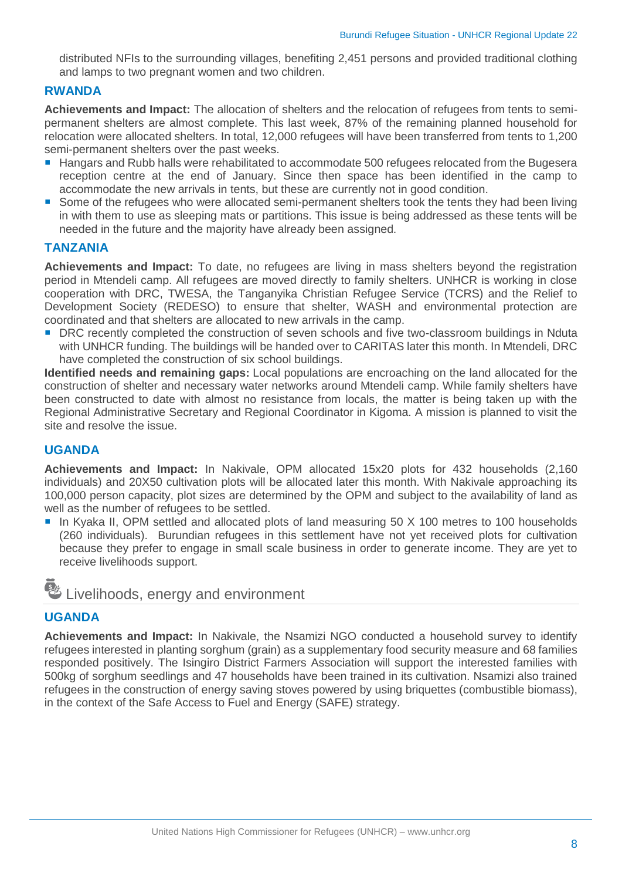distributed NFIs to the surrounding villages, benefiting 2,451 persons and provided traditional clothing and lamps to two pregnant women and two children.

### RWANDA

**Achievements and Impact:** The allocation of shelters and the relocation of refugees from tents to semi-permanent shelters are almost complete. This last week, 87% of the remaining planned household for relocation were allocated shelters. In total, 12,000 refugees will have been transferred from tents to 1,200 semi-permanent shelters over the past weeks.

- Hangars and Rubb halls were rehabilitated to accommodate 500 refugees relocated from the Bugesera reception centre at the end of January. Since then space has been identified in the camp to accommodate the new arrivals in tents, but these are currently not in good condition.
- Some of the refugees who were allocated semi-permanent shelters took the tents they had been living in with them to use as sleeping mats or partitions. This issue is being addressed as these tents will be needed in the future and the majority have already been assigned.

### TANZANIA

**Achievements and Impact:** To date, no refugees are living in mass shelters beyond the registration period in Mtendeli camp. All refugees are moved directly to family shelters. UNHCR is working in close cooperation with DRC, TWESA, the Tanganyika Christian Refugee Service (TCRS) and the Relief to Development Society (REDESO) to ensure that shelter, WASH and environmental protection are coordinated and that shelters are allocated to new arrivals in the camp.

- DRC recently completed the construction of seven schools and five two-classroom buildings in Nduta with UNHCR funding. The buildings will be handed over to CARITAS later this month. In Mtendeli, DRC have completed the construction of six school buildings.

**Identified needs and remaining gaps:** Local populations are encroaching on the land allocated for the construction of shelter and necessary water networks around Mtendeli camp. While family shelters have been constructed to date with almost no resistance from locals, the matter is being taken up with the Regional Administrative Secretary and Regional Coordinator in Kigoma. A mission is planned to visit the site and resolve the issue.

### UGANDA

**Achievements and Impact:** In Nakivale, OPM allocated 15x20 plots for 432 households (2,160 individuals) and 20X50 cultivation plots will be allocated later this month. With Nakivale approaching its 100,000 person capacity, plot sizes are determined by the OPM and subject to the availability of land as well as the number of refugees to be settled.

- In Kyaka II, OPM settled and allocated plots of land measuring 50 X 100 metres to 100 households (260 individuals). Burundian refugees in this settlement have not yet received plots for cultivation because they prefer to engage in small scale business in order to generate income. They are yet to receive livelihoods support.

## Livelihoods, energy and environment

### UGANDA

**Achievements and Impact:** In Nakivale, the Nsamizi NGO conducted a household survey to identify refugees interested in planting sorghum (grain) as a supplementary food security measure and 68 families responded positively. The Isingiro District Farmers Association will support the interested families with 500kg of sorghum seedlings and 47 households have been trained in its cultivation. Nsamizi also trained refugees in the construction of energy saving stoves powered by using briquettes (combustible biomass), in the context of the Safe Access to Fuel and Energy (SAFE) strategy.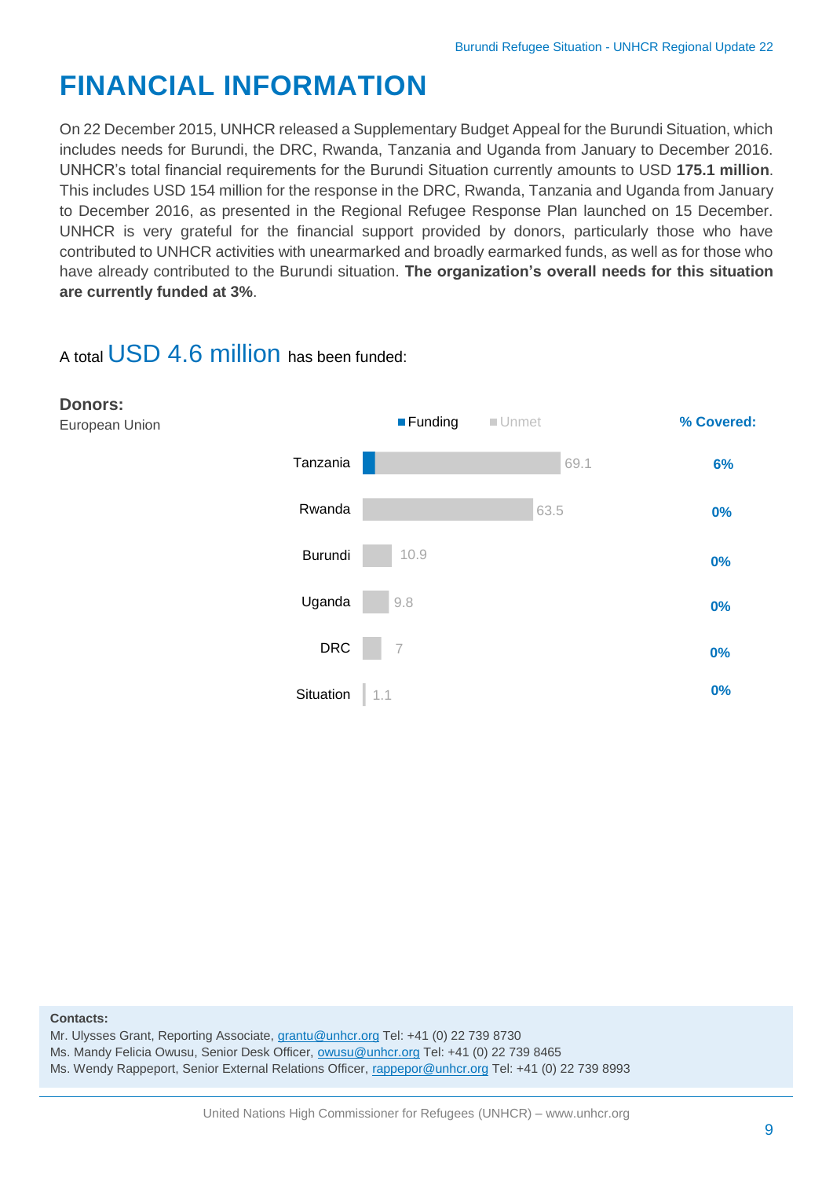# FINANCIAL INFORMATION

On 22 December 2015, UNHCR released a Supplementary Budget Appeal for the Burundi Situation, which includes needs for Burundi, the DRC, Rwanda, Tanzania and Uganda from January to December 2016. UNHCR's total financial requirements for the Burundi Situation currently amounts to USD **175.1 million**. This includes USD 154 million for the response in the DRC, Rwanda, Tanzania and Uganda from January to December 2016, as presented in the Regional Refugee Response Plan launched on 15 December. UNHCR is very grateful for the financial support provided by donors, particularly those who have contributed to UNHCR activities with unearmarked and broadly earmarked funds, as well as for those who have already contributed to the Burundi situation. **The organization's overall needs for this situation are currently funded at 3%**.

A total USD 4.6 million has been funded:

**Donors:**
European Union

| | Requirements (USD million) | % Covered: |
|---|---|---|
| Tanzania | 69.1 | 6% |
| Rwanda | 63.5 | 0% |
| Burundi | 10.9 | 0% |
| Uganda | 9.8 | 0% |
| DRC | 7 | 0% |
| Situation | 1.1 | 0% |

**Contacts:**
Mr. Ulysses Grant, Reporting Associate, grantu@unhcr.org Tel: +41 (0) 22 739 8730
Ms. Mandy Felicia Owusu, Senior Desk Officer, owusu@unhcr.org Tel: +41 (0) 22 739 8465
Ms. Wendy Rappeport, Senior External Relations Officer, rappepor@unhcr.org Tel: +41 (0) 22 739 8993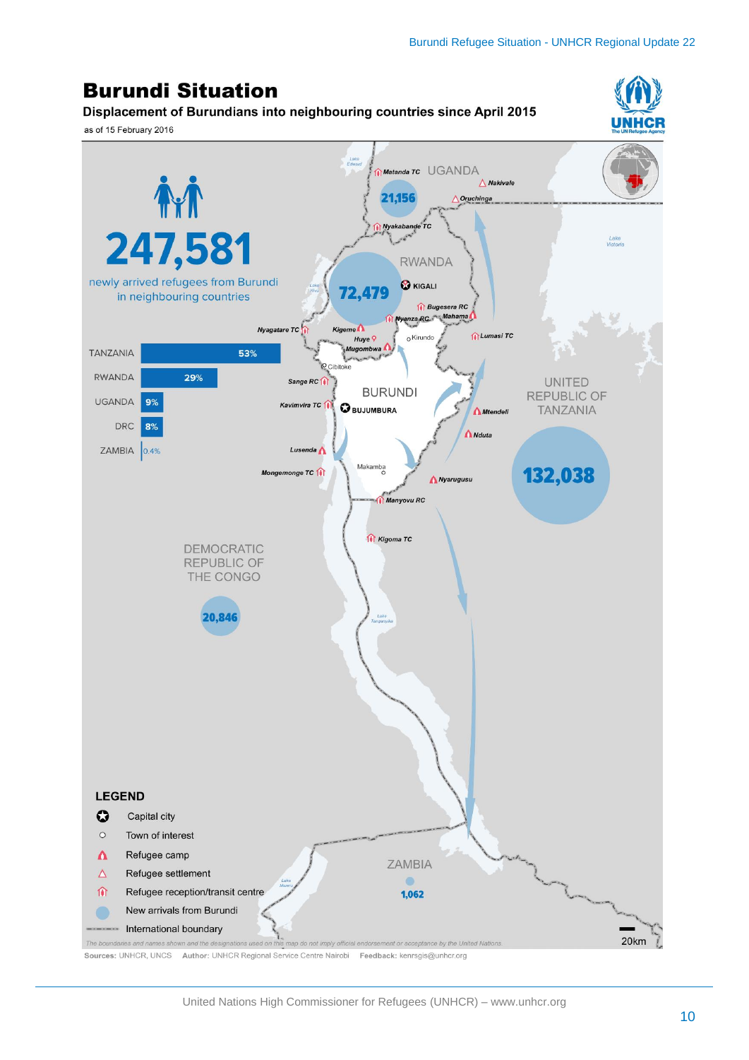# Burundi Situation

**Displacement of Burundians into neighbouring countries since April 2015**

as of 15 February 2016

**247,581**

newly arrived refugees from Burundi in neighbouring countries

TANZANIA 53%

RWANDA 29%

UGANDA 9%

DRC 8%

ZAMBIA 0.4%

UGANDA 21,156

RWANDA 72,479

UNITED REPUBLIC OF TANZANIA 132,038

DEMOCRATIC REPUBLIC OF THE CONGO 20,846

ZAMBIA 1,062

BURUNDI

KIGALI

BUJUMBURA

Matanda TC

Nakivale

Oruchinga

Nyakabande TC

Bugesera RC

Mahama

Nyanza RC

Nyagatare TC

Kigeme

Huye

Mugombwa

Kirundo

Lumasi TC

Cibitoke

Sange RC

Kavimvira TC

Mtendeli

Nduta

Lusenda

Mongemonge TC

Makamba

Nyarugusu

Manyovu RC

Kigoma TC

Lake Edward

Lake Victoria

Lake Kivu

Lake Tanganyika

Lake Mweru

**LEGEND**

Capital city

Town of interest

Refugee camp

Refugee settlement

Refugee reception/transit centre

New arrivals from Burundi

International boundary

20km

The boundaries and names shown and the designations used on this map do not imply official endorsement or acceptance by the United Nations.

**Sources:** UNHCR, UNCS **Author:** UNHCR Regional Service Centre Nairobi **Feedback:** kenrsgis@unhcr.org